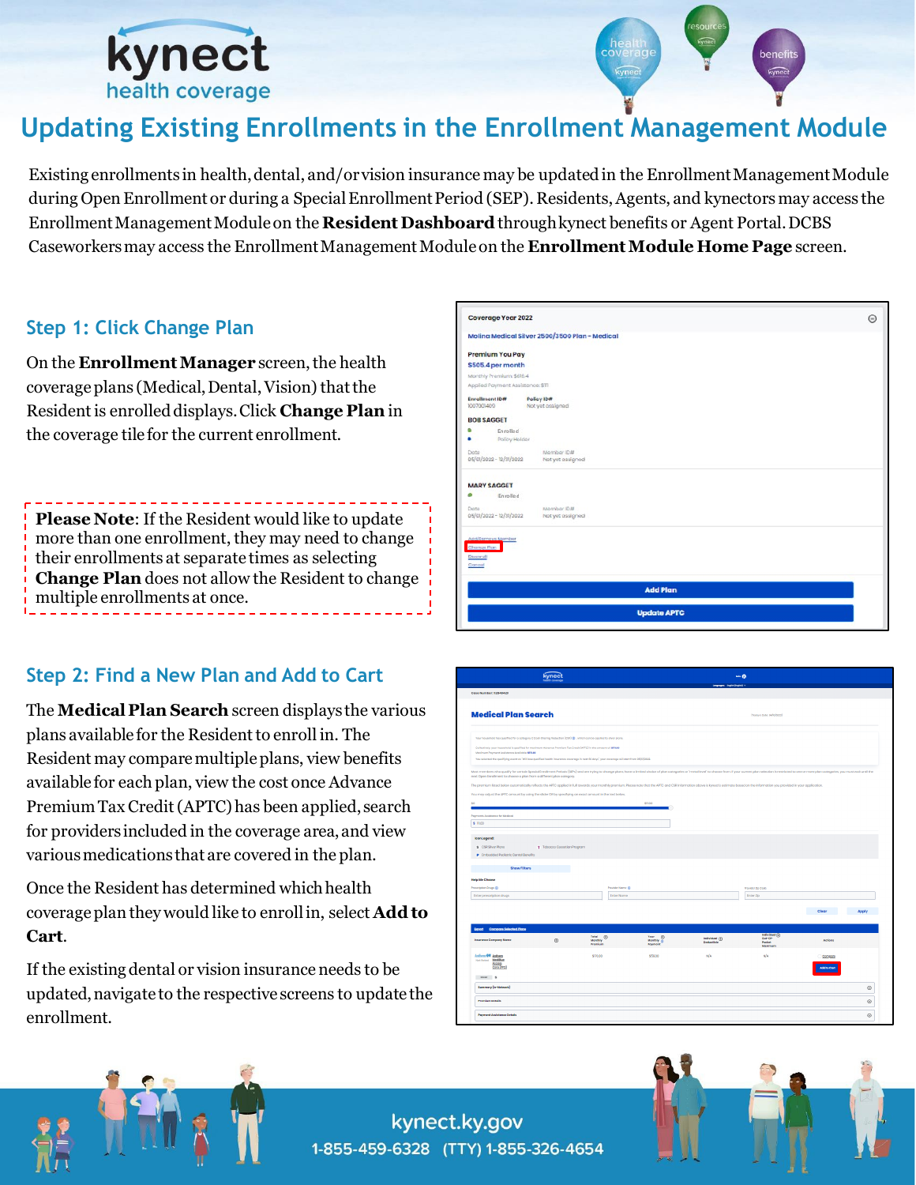# Updating Existing Enrollments in the Enrollment Management Module

Existing enrollments in health, dental, and/or vision insurance may be updated in the Enrollment Management Module during Open Enrollment or during a Special Enrollment Period (SEP). Residents, Agents, and kynectors may access the Enrollment Management Module on the **Resident Dashboard** through kynect benefits or Agent Portal. DCBS Caseworkers may access the Enrollment Management Module on the **Enrollment Module Home Page** screen.

## Step 1: Click Change Plan

On the **Enrollment Manager** screen, the health coverage plans (Medical, Dental, Vision) that the Resident is enrolled displays. Click **Change Plan** in the coverage tile for the current enrollment.

**Please Note**: If the Resident would like to update more than one enrollment, they may need to change their enrollments at separate times as selecting **Change Plan** does not allow the Resident to change multiple enrollments at once.

## Step 2: Find a New Plan and Add to Cart

The **Medical Plan Search** screen displays the various plans available for the Resident to enroll in. The Resident may compare multiple plans, view benefits available for each plan, view the cost once Advance Premium Tax Credit (APTC) has been applied, search for providers included in the coverage area, and view various medications that are covered in the plan.

Once the Resident has determined which health coverage plan they would like to enroll in, select **Add to Cart**.

If the existing dental or vision insurance needs to be updated, navigate to the respective screens to update the enrollment.

kynect.ky.gov
1-855-459-6328 (TTY) 1-855-326-4654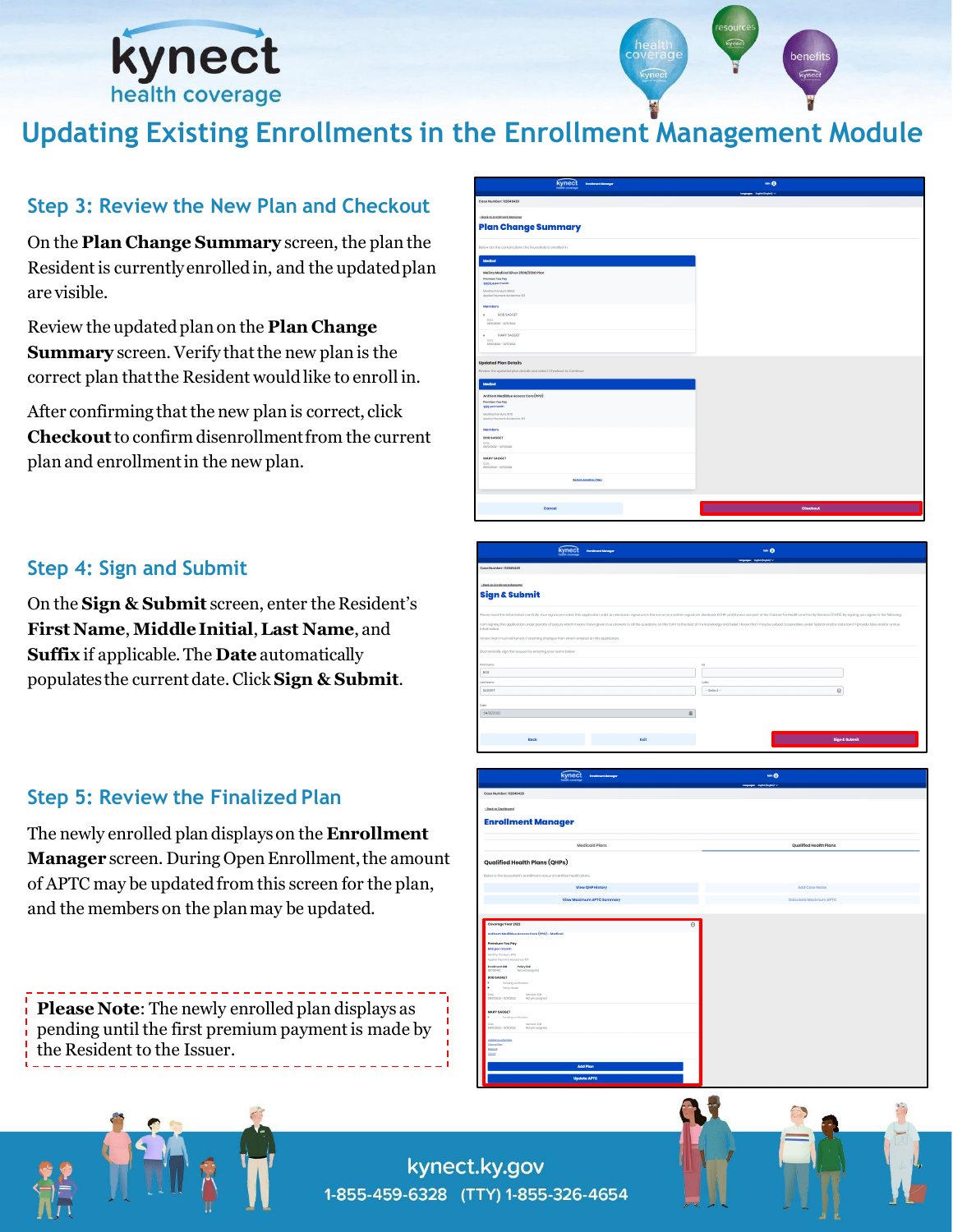# Updating Existing Enrollments in the Enrollment Management Module

## Step 3: Review the New Plan and Checkout

On the **Plan Change Summary** screen, the plan the Resident is currently enrolled in, and the updated plan are visible.

Review the updated plan on the **Plan Change Summary** screen. Verify that the new plan is the correct plan that the Resident would like to enroll in.

After confirming that the new plan is correct, click **Checkout** to confirm disenrollment from the current plan and enrollment in the new plan.

## Step 4: Sign and Submit

On the **Sign & Submit** screen, enter the Resident's **First Name**, **Middle Initial**, **Last Name**, and **Suffix** if applicable. The **Date** automatically populates the current date. Click **Sign & Submit**.

## Step 5: Review the Finalized Plan

The newly enrolled plan displays on the **Enrollment Manager** screen. During Open Enrollment, the amount of APTC may be updated from this screen for the plan, and the members on the plan may be updated.

**Please Note**: The newly enrolled plan displays as pending until the first premium payment is made by the Resident to the Issuer.

kynect.ky.gov

1-855-459-6328 (TTY) 1-855-326-4654